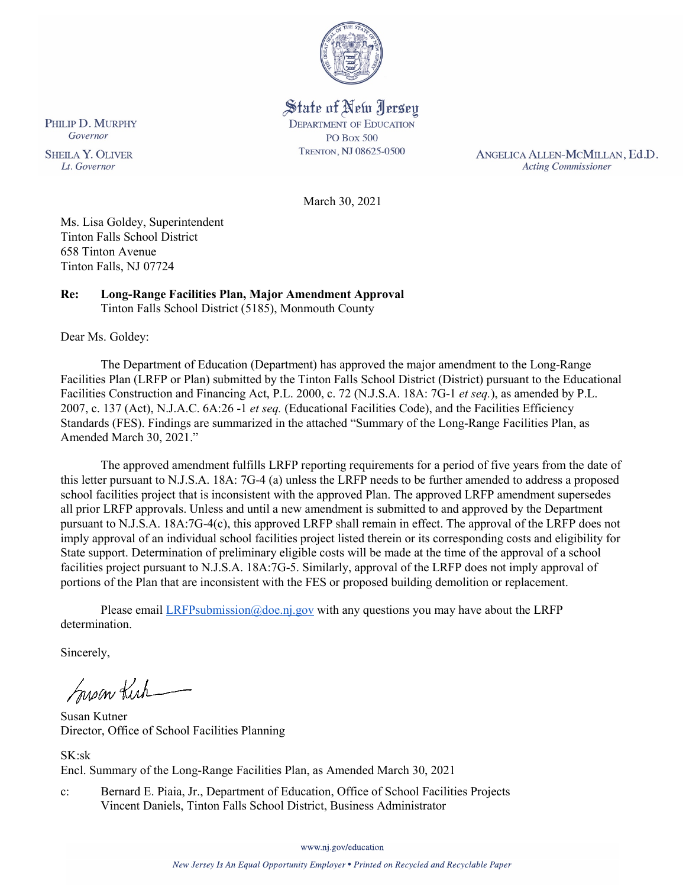State of New Jersey
DEPARTMENT OF EDUCATION
PO Box 500
TRENTON, NJ 08625-0500

PHILIP D. MURPHY
*Governor*

SHEILA Y. OLIVER
*Lt. Governor*

ANGELICA ALLEN-MCMILLAN, Ed.D.
*Acting Commissioner*

March 30, 2021

Ms. Lisa Goldey, Superintendent
Tinton Falls School District
658 Tinton Avenue
Tinton Falls, NJ 07724

**Re: Long-Range Facilities Plan, Major Amendment Approval**
Tinton Falls School District (5185), Monmouth County

Dear Ms. Goldey:

The Department of Education (Department) has approved the major amendment to the Long-Range Facilities Plan (LRFP or Plan) submitted by the Tinton Falls School District (District) pursuant to the Educational Facilities Construction and Financing Act, P.L. 2000, c. 72 (N.J.S.A. 18A: 7G-1 *et seq.*), as amended by P.L. 2007, c. 137 (Act), N.J.A.C. 6A:26 -1 *et seq.* (Educational Facilities Code), and the Facilities Efficiency Standards (FES). Findings are summarized in the attached "Summary of the Long-Range Facilities Plan, as Amended March 30, 2021."

The approved amendment fulfills LRFP reporting requirements for a period of five years from the date of this letter pursuant to N.J.S.A. 18A: 7G-4 (a) unless the LRFP needs to be further amended to address a proposed school facilities project that is inconsistent with the approved Plan. The approved LRFP amendment supersedes all prior LRFP approvals. Unless and until a new amendment is submitted to and approved by the Department pursuant to N.J.S.A. 18A:7G-4(c), this approved LRFP shall remain in effect. The approval of the LRFP does not imply approval of an individual school facilities project listed therein or its corresponding costs and eligibility for State support. Determination of preliminary eligible costs will be made at the time of the approval of a school facilities project pursuant to N.J.S.A. 18A:7G-5. Similarly, approval of the LRFP does not imply approval of portions of the Plan that are inconsistent with the FES or proposed building demolition or replacement.

Please email LRFPsubmission@doe.nj.gov with any questions you may have about the LRFP determination.

Sincerely,

Susan Kutner
Director, Office of School Facilities Planning

SK:sk
Encl. Summary of the Long-Range Facilities Plan, as Amended March 30, 2021

c: Bernard E. Piaia, Jr., Department of Education, Office of School Facilities Projects
Vincent Daniels, Tinton Falls School District, Business Administrator

www.nj.gov/education

*New Jersey Is An Equal Opportunity Employer • Printed on Recycled and Recyclable Paper*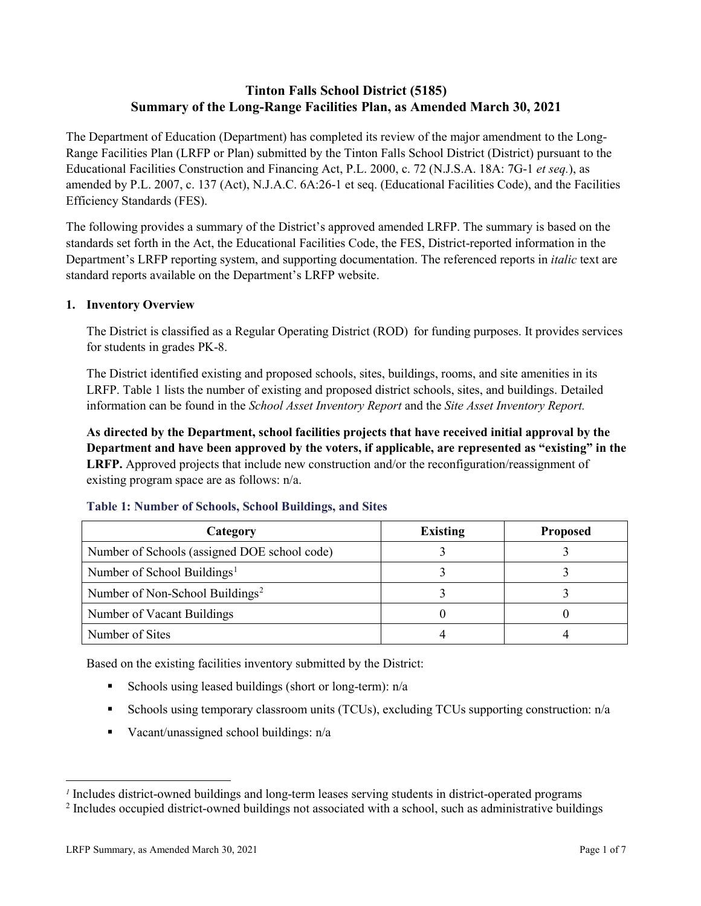# Tinton Falls School District (5185)
# Summary of the Long-Range Facilities Plan, as Amended March 30, 2021

The Department of Education (Department) has completed its review of the major amendment to the Long-Range Facilities Plan (LRFP or Plan) submitted by the Tinton Falls School District (District) pursuant to the Educational Facilities Construction and Financing Act, P.L. 2000, c. 72 (N.J.S.A. 18A: 7G-1 *et seq.*), as amended by P.L. 2007, c. 137 (Act), N.J.A.C. 6A:26-1 et seq. (Educational Facilities Code), and the Facilities Efficiency Standards (FES).

The following provides a summary of the District's approved amended LRFP. The summary is based on the standards set forth in the Act, the Educational Facilities Code, the FES, District-reported information in the Department's LRFP reporting system, and supporting documentation. The referenced reports in *italic* text are standard reports available on the Department's LRFP website.

## 1. Inventory Overview

The District is classified as a Regular Operating District (ROD) for funding purposes. It provides services for students in grades PK-8.

The District identified existing and proposed schools, sites, buildings, rooms, and site amenities in its LRFP. Table 1 lists the number of existing and proposed district schools, sites, and buildings. Detailed information can be found in the *School Asset Inventory Report* and the *Site Asset Inventory Report.*

**As directed by the Department, school facilities projects that have received initial approval by the Department and have been approved by the voters, if applicable, are represented as "existing" in the LRFP.** Approved projects that include new construction and/or the reconfiguration/reassignment of existing program space are as follows: n/a.

### Table 1: Number of Schools, School Buildings, and Sites

| Category | Existing | Proposed |
|---|---|---|
| Number of Schools (assigned DOE school code) | 3 | 3 |
| Number of School Buildings[1] | 3 | 3 |
| Number of Non-School Buildings[2] | 3 | 3 |
| Number of Vacant Buildings | 0 | 0 |
| Number of Sites | 4 | 4 |

Based on the existing facilities inventory submitted by the District:

- Schools using leased buildings (short or long-term): n/a
- Schools using temporary classroom units (TCUs), excluding TCUs supporting construction: n/a
- Vacant/unassigned school buildings: n/a

[1] Includes district-owned buildings and long-term leases serving students in district-operated programs

[2] Includes occupied district-owned buildings not associated with a school, such as administrative buildings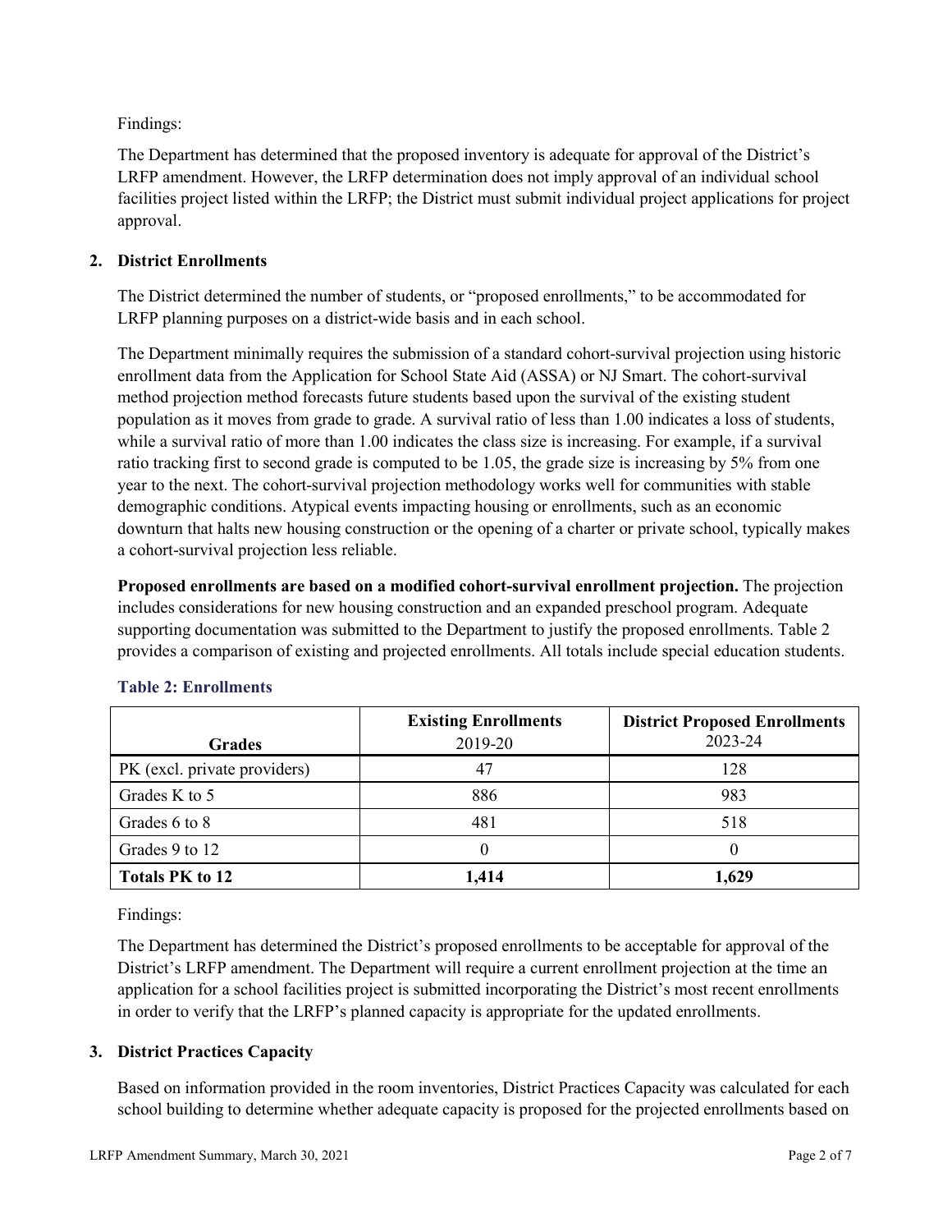Findings:

The Department has determined that the proposed inventory is adequate for approval of the District's LRFP amendment. However, the LRFP determination does not imply approval of an individual school facilities project listed within the LRFP; the District must submit individual project applications for project approval.

## 2. District Enrollments

The District determined the number of students, or "proposed enrollments," to be accommodated for LRFP planning purposes on a district-wide basis and in each school.

The Department minimally requires the submission of a standard cohort-survival projection using historic enrollment data from the Application for School State Aid (ASSA) or NJ Smart. The cohort-survival method projection method forecasts future students based upon the survival of the existing student population as it moves from grade to grade. A survival ratio of less than 1.00 indicates a loss of students, while a survival ratio of more than 1.00 indicates the class size is increasing. For example, if a survival ratio tracking first to second grade is computed to be 1.05, the grade size is increasing by 5% from one year to the next. The cohort-survival projection methodology works well for communities with stable demographic conditions. Atypical events impacting housing or enrollments, such as an economic downturn that halts new housing construction or the opening of a charter or private school, typically makes a cohort-survival projection less reliable.

**Proposed enrollments are based on a modified cohort-survival enrollment projection.** The projection includes considerations for new housing construction and an expanded preschool program. Adequate supporting documentation was submitted to the Department to justify the proposed enrollments. Table 2 provides a comparison of existing and projected enrollments. All totals include special education students.

### Table 2: Enrollments

| Grades | Existing Enrollments 2019-20 | District Proposed Enrollments 2023-24 |
|---|---|---|
| PK (excl. private providers) | 47 | 128 |
| Grades K to 5 | 886 | 983 |
| Grades 6 to 8 | 481 | 518 |
| Grades 9 to 12 | 0 | 0 |
| **Totals PK to 12** | **1,414** | **1,629** |

Findings:

The Department has determined the District's proposed enrollments to be acceptable for approval of the District's LRFP amendment. The Department will require a current enrollment projection at the time an application for a school facilities project is submitted incorporating the District's most recent enrollments in order to verify that the LRFP's planned capacity is appropriate for the updated enrollments.

## 3. District Practices Capacity

Based on information provided in the room inventories, District Practices Capacity was calculated for each school building to determine whether adequate capacity is proposed for the projected enrollments based on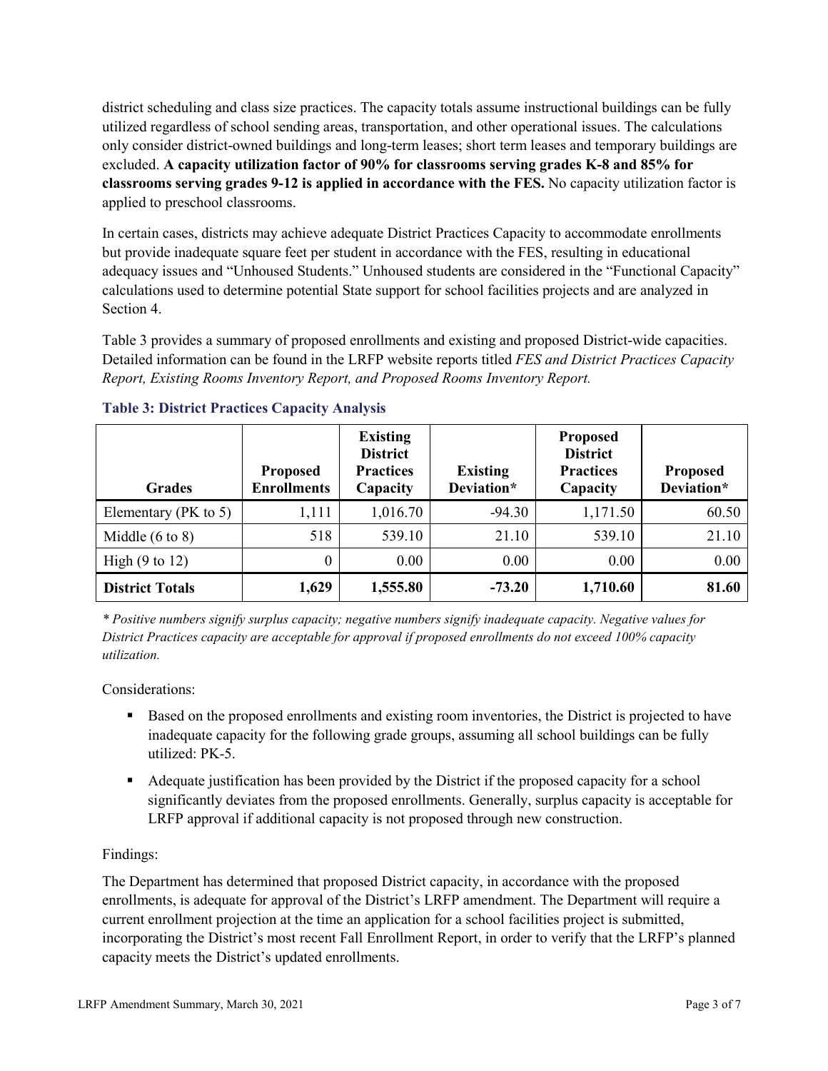district scheduling and class size practices. The capacity totals assume instructional buildings can be fully utilized regardless of school sending areas, transportation, and other operational issues. The calculations only consider district-owned buildings and long-term leases; short term leases and temporary buildings are excluded. **A capacity utilization factor of 90% for classrooms serving grades K-8 and 85% for classrooms serving grades 9-12 is applied in accordance with the FES.** No capacity utilization factor is applied to preschool classrooms.

In certain cases, districts may achieve adequate District Practices Capacity to accommodate enrollments but provide inadequate square feet per student in accordance with the FES, resulting in educational adequacy issues and "Unhoused Students." Unhoused students are considered in the "Functional Capacity" calculations used to determine potential State support for school facilities projects and are analyzed in Section 4.

Table 3 provides a summary of proposed enrollments and existing and proposed District-wide capacities. Detailed information can be found in the LRFP website reports titled *FES and District Practices Capacity Report, Existing Rooms Inventory Report, and Proposed Rooms Inventory Report.*

### Table 3: District Practices Capacity Analysis

| Grades | Proposed Enrollments | Existing District Practices Capacity | Existing Deviation* | Proposed District Practices Capacity | Proposed Deviation* |
|---|---|---|---|---|---|
| Elementary (PK to 5) | 1,111 | 1,016.70 | -94.30 | 1,171.50 | 60.50 |
| Middle (6 to 8) | 518 | 539.10 | 21.10 | 539.10 | 21.10 |
| High (9 to 12) | 0 | 0.00 | 0.00 | 0.00 | 0.00 |
| **District Totals** | **1,629** | **1,555.80** | **-73.20** | **1,710.60** | **81.60** |

*\* Positive numbers signify surplus capacity; negative numbers signify inadequate capacity. Negative values for District Practices capacity are acceptable for approval if proposed enrollments do not exceed 100% capacity utilization.*

Considerations:

- Based on the proposed enrollments and existing room inventories, the District is projected to have inadequate capacity for the following grade groups, assuming all school buildings can be fully utilized: PK-5.
- Adequate justification has been provided by the District if the proposed capacity for a school significantly deviates from the proposed enrollments. Generally, surplus capacity is acceptable for LRFP approval if additional capacity is not proposed through new construction.

Findings:

The Department has determined that proposed District capacity, in accordance with the proposed enrollments, is adequate for approval of the District's LRFP amendment. The Department will require a current enrollment projection at the time an application for a school facilities project is submitted, incorporating the District's most recent Fall Enrollment Report, in order to verify that the LRFP's planned capacity meets the District's updated enrollments.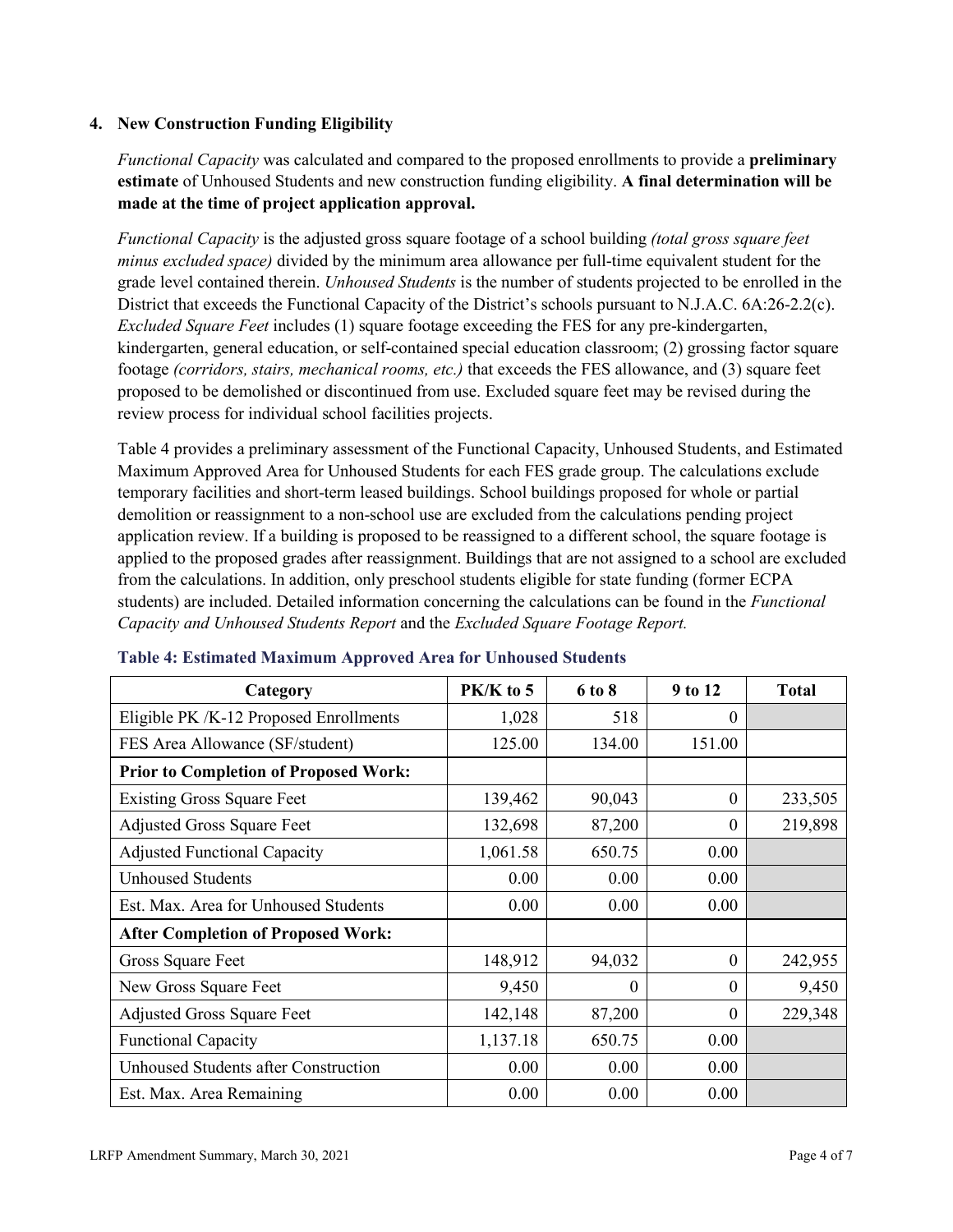### 4. New Construction Funding Eligibility

*Functional Capacity* was calculated and compared to the proposed enrollments to provide a **preliminary estimate** of Unhoused Students and new construction funding eligibility. **A final determination will be made at the time of project application approval.**

*Functional Capacity* is the adjusted gross square footage of a school building *(total gross square feet minus excluded space)* divided by the minimum area allowance per full-time equivalent student for the grade level contained therein. *Unhoused Students* is the number of students projected to be enrolled in the District that exceeds the Functional Capacity of the District's schools pursuant to N.J.A.C. 6A:26-2.2(c). *Excluded Square Feet* includes (1) square footage exceeding the FES for any pre-kindergarten, kindergarten, general education, or self-contained special education classroom; (2) grossing factor square footage *(corridors, stairs, mechanical rooms, etc.)* that exceeds the FES allowance, and (3) square feet proposed to be demolished or discontinued from use. Excluded square feet may be revised during the review process for individual school facilities projects.

Table 4 provides a preliminary assessment of the Functional Capacity, Unhoused Students, and Estimated Maximum Approved Area for Unhoused Students for each FES grade group. The calculations exclude temporary facilities and short-term leased buildings. School buildings proposed for whole or partial demolition or reassignment to a non-school use are excluded from the calculations pending project application review. If a building is proposed to be reassigned to a different school, the square footage is applied to the proposed grades after reassignment. Buildings that are not assigned to a school are excluded from the calculations. In addition, only preschool students eligible for state funding (former ECPA students) are included. Detailed information concerning the calculations can be found in the *Functional Capacity and Unhoused Students Report* and the *Excluded Square Footage Report.*

**Table 4: Estimated Maximum Approved Area for Unhoused Students**

| Category | PK/K to 5 | 6 to 8 | 9 to 12 | Total |
|---|---|---|---|---|
| Eligible PK /K-12 Proposed Enrollments | 1,028 | 518 | 0 | |
| FES Area Allowance (SF/student) | 125.00 | 134.00 | 151.00 | |
| **Prior to Completion of Proposed Work:** | | | | |
| Existing Gross Square Feet | 139,462 | 90,043 | 0 | 233,505 |
| Adjusted Gross Square Feet | 132,698 | 87,200 | 0 | 219,898 |
| Adjusted Functional Capacity | 1,061.58 | 650.75 | 0.00 | |
| Unhoused Students | 0.00 | 0.00 | 0.00 | |
| Est. Max. Area for Unhoused Students | 0.00 | 0.00 | 0.00 | |
| **After Completion of Proposed Work:** | | | | |
| Gross Square Feet | 148,912 | 94,032 | 0 | 242,955 |
| New Gross Square Feet | 9,450 | 0 | 0 | 9,450 |
| Adjusted Gross Square Feet | 142,148 | 87,200 | 0 | 229,348 |
| Functional Capacity | 1,137.18 | 650.75 | 0.00 | |
| Unhoused Students after Construction | 0.00 | 0.00 | 0.00 | |
| Est. Max. Area Remaining | 0.00 | 0.00 | 0.00 | |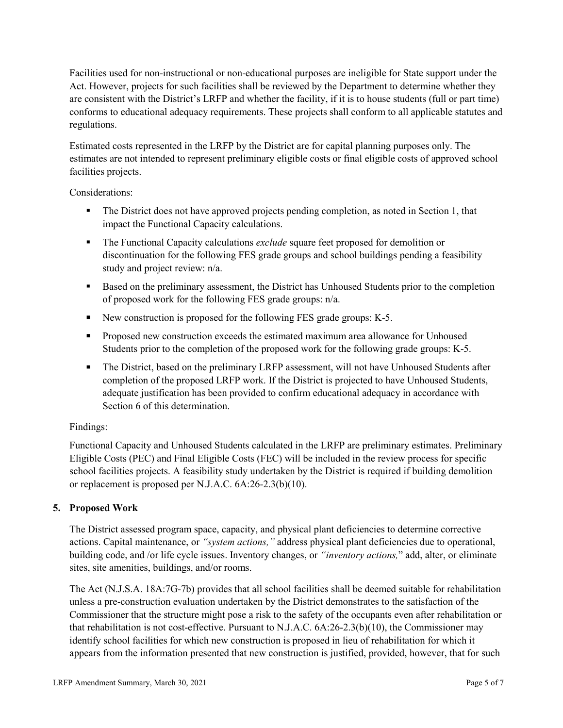Facilities used for non-instructional or non-educational purposes are ineligible for State support under the Act. However, projects for such facilities shall be reviewed by the Department to determine whether they are consistent with the District's LRFP and whether the facility, if it is to house students (full or part time) conforms to educational adequacy requirements. These projects shall conform to all applicable statutes and regulations.

Estimated costs represented in the LRFP by the District are for capital planning purposes only. The estimates are not intended to represent preliminary eligible costs or final eligible costs of approved school facilities projects.

Considerations:

- The District does not have approved projects pending completion, as noted in Section 1, that impact the Functional Capacity calculations.
- The Functional Capacity calculations *exclude* square feet proposed for demolition or discontinuation for the following FES grade groups and school buildings pending a feasibility study and project review: n/a.
- Based on the preliminary assessment, the District has Unhoused Students prior to the completion of proposed work for the following FES grade groups: n/a.
- New construction is proposed for the following FES grade groups: K-5.
- Proposed new construction exceeds the estimated maximum area allowance for Unhoused Students prior to the completion of the proposed work for the following grade groups: K-5.
- The District, based on the preliminary LRFP assessment, will not have Unhoused Students after completion of the proposed LRFP work. If the District is projected to have Unhoused Students, adequate justification has been provided to confirm educational adequacy in accordance with Section 6 of this determination.

Findings:

Functional Capacity and Unhoused Students calculated in the LRFP are preliminary estimates. Preliminary Eligible Costs (PEC) and Final Eligible Costs (FEC) will be included in the review process for specific school facilities projects. A feasibility study undertaken by the District is required if building demolition or replacement is proposed per N.J.A.C. 6A:26-2.3(b)(10).

## 5. Proposed Work

The District assessed program space, capacity, and physical plant deficiencies to determine corrective actions. Capital maintenance, or *"system actions,"* address physical plant deficiencies due to operational, building code, and /or life cycle issues. Inventory changes, or *"inventory actions,"* add, alter, or eliminate sites, site amenities, buildings, and/or rooms.

The Act (N.J.S.A. 18A:7G-7b) provides that all school facilities shall be deemed suitable for rehabilitation unless a pre-construction evaluation undertaken by the District demonstrates to the satisfaction of the Commissioner that the structure might pose a risk to the safety of the occupants even after rehabilitation or that rehabilitation is not cost-effective. Pursuant to N.J.A.C. 6A:26-2.3(b)(10), the Commissioner may identify school facilities for which new construction is proposed in lieu of rehabilitation for which it appears from the information presented that new construction is justified, provided, however, that for such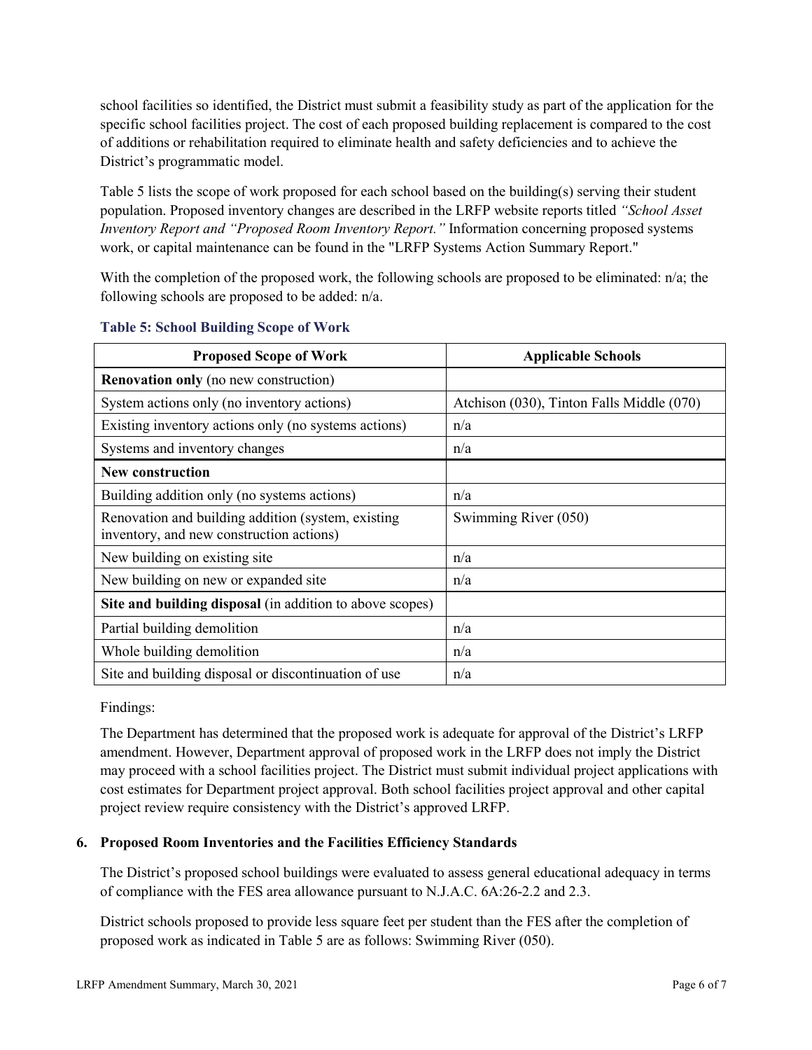school facilities so identified, the District must submit a feasibility study as part of the application for the specific school facilities project. The cost of each proposed building replacement is compared to the cost of additions or rehabilitation required to eliminate health and safety deficiencies and to achieve the District's programmatic model.

Table 5 lists the scope of work proposed for each school based on the building(s) serving their student population. Proposed inventory changes are described in the LRFP website reports titled *"School Asset Inventory Report and "Proposed Room Inventory Report."* Information concerning proposed systems work, or capital maintenance can be found in the "LRFP Systems Action Summary Report."

With the completion of the proposed work, the following schools are proposed to be eliminated: n/a; the following schools are proposed to be added: n/a.

**Table 5: School Building Scope of Work**

| Proposed Scope of Work | Applicable Schools |
|---|---|
| **Renovation only** (no new construction) | |
| System actions only (no inventory actions) | Atchison (030), Tinton Falls Middle (070) |
| Existing inventory actions only (no systems actions) | n/a |
| Systems and inventory changes | n/a |
| **New construction** | |
| Building addition only (no systems actions) | n/a |
| Renovation and building addition (system, existing inventory, and new construction actions) | Swimming River (050) |
| New building on existing site | n/a |
| New building on new or expanded site | n/a |
| **Site and building disposal** (in addition to above scopes) | |
| Partial building demolition | n/a |
| Whole building demolition | n/a |
| Site and building disposal or discontinuation of use | n/a |

Findings:

The Department has determined that the proposed work is adequate for approval of the District's LRFP amendment. However, Department approval of proposed work in the LRFP does not imply the District may proceed with a school facilities project. The District must submit individual project applications with cost estimates for Department project approval. Both school facilities project approval and other capital project review require consistency with the District's approved LRFP.

### 6. Proposed Room Inventories and the Facilities Efficiency Standards

The District's proposed school buildings were evaluated to assess general educational adequacy in terms of compliance with the FES area allowance pursuant to N.J.A.C. 6A:26-2.2 and 2.3.

District schools proposed to provide less square feet per student than the FES after the completion of proposed work as indicated in Table 5 are as follows: Swimming River (050).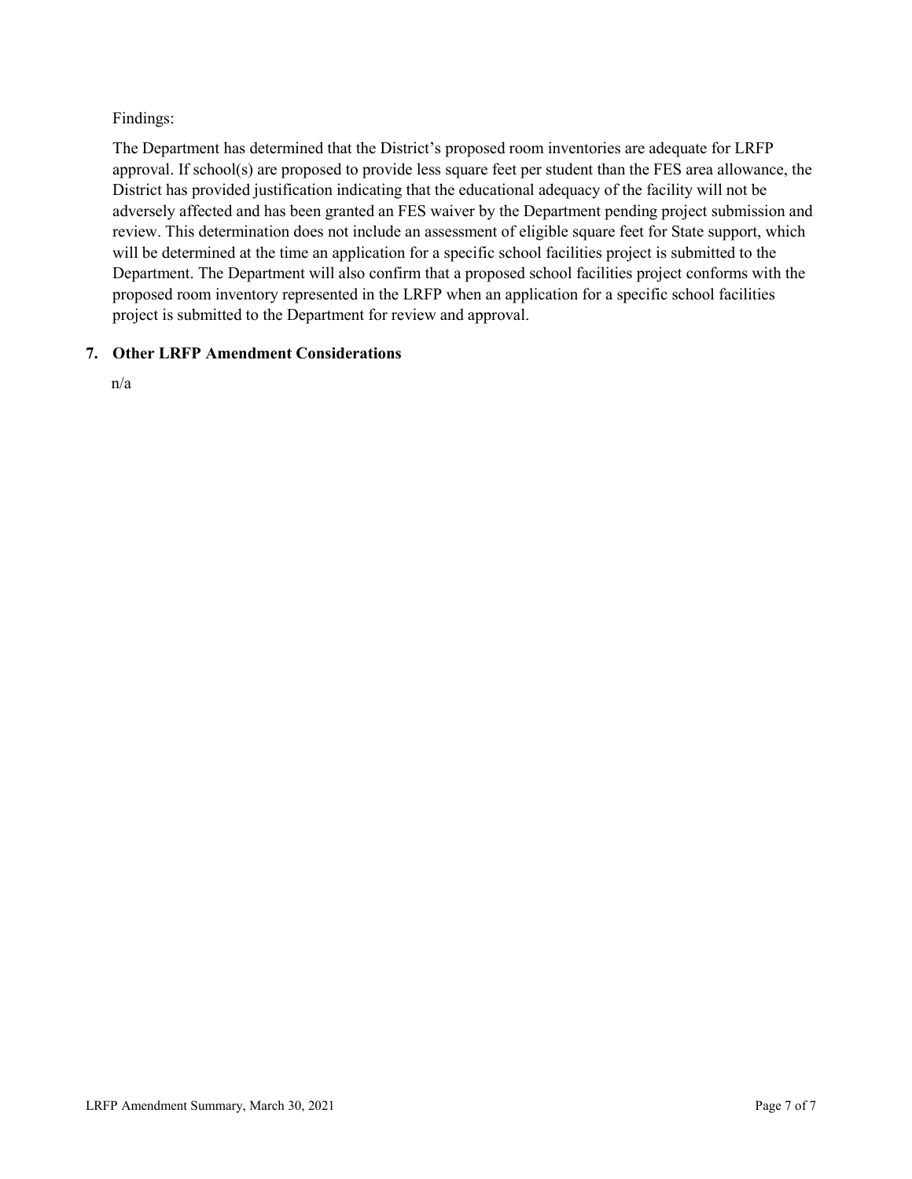Findings:

The Department has determined that the District's proposed room inventories are adequate for LRFP approval. If school(s) are proposed to provide less square feet per student than the FES area allowance, the District has provided justification indicating that the educational adequacy of the facility will not be adversely affected and has been granted an FES waiver by the Department pending project submission and review. This determination does not include an assessment of eligible square feet for State support, which will be determined at the time an application for a specific school facilities project is submitted to the Department. The Department will also confirm that a proposed school facilities project conforms with the proposed room inventory represented in the LRFP when an application for a specific school facilities project is submitted to the Department for review and approval.

## 7. Other LRFP Amendment Considerations

n/a